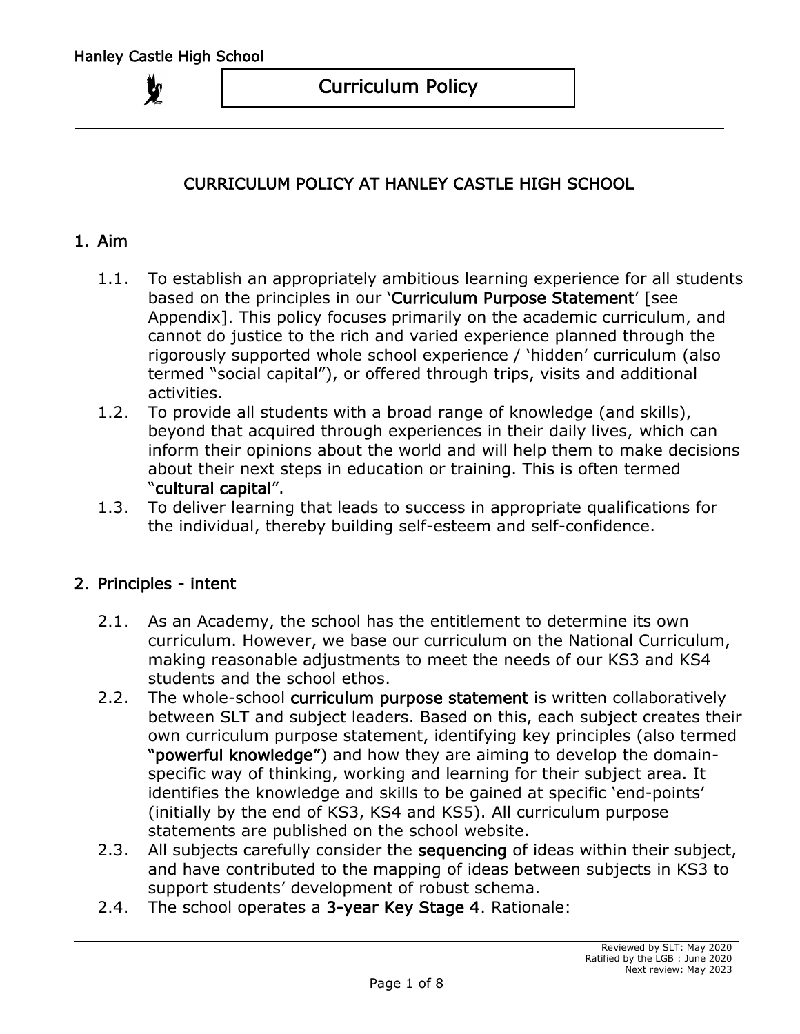# CURRICULUM POLICY AT HANLEY CASTLE HIGH SCHOOL

## 1. Aim

1.1. To establish an appropriately ambitious learning experience for all students based on the principles in our '**Curriculum Purpose Statement**' [see Appendix]. This policy focuses primarily on the academic curriculum, and cannot do justice to the rich and varied experience planned through the rigorously supported whole school experience / 'hidden' curriculum (also termed "social capital"), or offered through trips, visits and additional activities.

1.2. To provide all students with a broad range of knowledge (and skills), beyond that acquired through experiences in their daily lives, which can inform their opinions about the world and will help them to make decisions about their next steps in education or training. This is often termed "**cultural capital**".

1.3. To deliver learning that leads to success in appropriate qualifications for the individual, thereby building self-esteem and self-confidence.

## 2. Principles - intent

2.1. As an Academy, the school has the entitlement to determine its own curriculum. However, we base our curriculum on the National Curriculum, making reasonable adjustments to meet the needs of our KS3 and KS4 students and the school ethos.

2.2. The whole-school **curriculum purpose statement** is written collaboratively between SLT and subject leaders. Based on this, each subject creates their own curriculum purpose statement, identifying key principles (also termed **"powerful knowledge"**) and how they are aiming to develop the domain-specific way of thinking, working and learning for their subject area. It identifies the knowledge and skills to be gained at specific 'end-points' (initially by the end of KS3, KS4 and KS5). All curriculum purpose statements are published on the school website.

2.3. All subjects carefully consider the **sequencing** of ideas within their subject, and have contributed to the mapping of ideas between subjects in KS3 to support students' development of robust schema.

2.4. The school operates a **3-year Key Stage 4**. Rationale: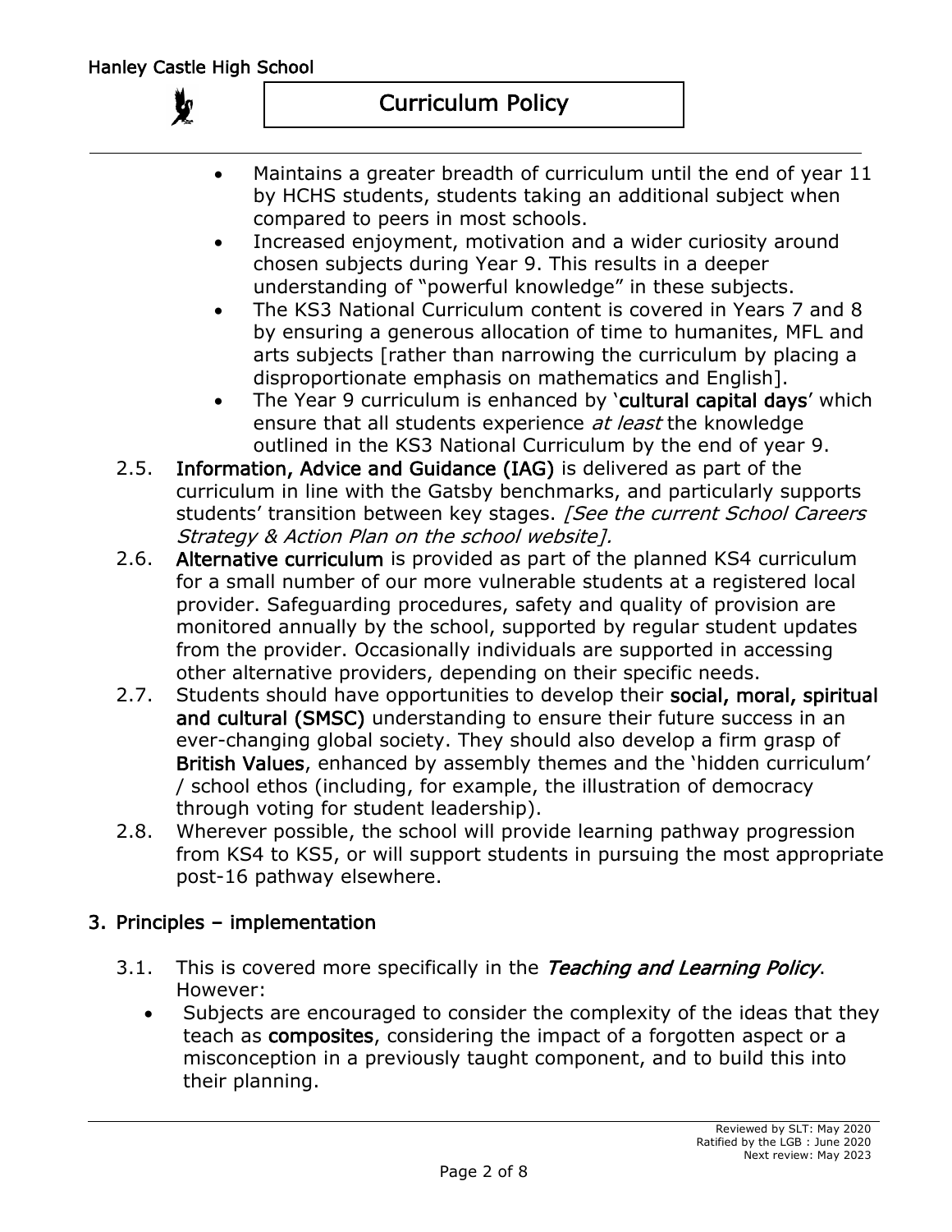- Maintains a greater breadth of curriculum until the end of year 11 by HCHS students, students taking an additional subject when compared to peers in most schools.
- Increased enjoyment, motivation and a wider curiosity around chosen subjects during Year 9. This results in a deeper understanding of "powerful knowledge" in these subjects.
- The KS3 National Curriculum content is covered in Years 7 and 8 by ensuring a generous allocation of time to humanites, MFL and arts subjects [rather than narrowing the curriculum by placing a disproportionate emphasis on mathematics and English].
- The Year 9 curriculum is enhanced by '**cultural capital days**' which ensure that all students experience *at least* the knowledge outlined in the KS3 National Curriculum by the end of year 9.

2.5. **Information, Advice and Guidance (IAG)** is delivered as part of the curriculum in line with the Gatsby benchmarks, and particularly supports students' transition between key stages. *[See the current School Careers Strategy & Action Plan on the school website].*

2.6. **Alternative curriculum** is provided as part of the planned KS4 curriculum for a small number of our more vulnerable students at a registered local provider. Safeguarding procedures, safety and quality of provision are monitored annually by the school, supported by regular student updates from the provider. Occasionally individuals are supported in accessing other alternative providers, depending on their specific needs.

2.7. Students should have opportunities to develop their **social, moral, spiritual and cultural (SMSC)** understanding to ensure their future success in an ever-changing global society. They should also develop a firm grasp of **British Values**, enhanced by assembly themes and the 'hidden curriculum' / school ethos (including, for example, the illustration of democracy through voting for student leadership).

2.8. Wherever possible, the school will provide learning pathway progression from KS4 to KS5, or will support students in pursuing the most appropriate post-16 pathway elsewhere.

## 3. Principles – implementation

3.1. This is covered more specifically in the *Teaching and Learning Policy*. However:

- Subjects are encouraged to consider the complexity of the ideas that they teach as **composites**, considering the impact of a forgotten aspect or a misconception in a previously taught component, and to build this into their planning.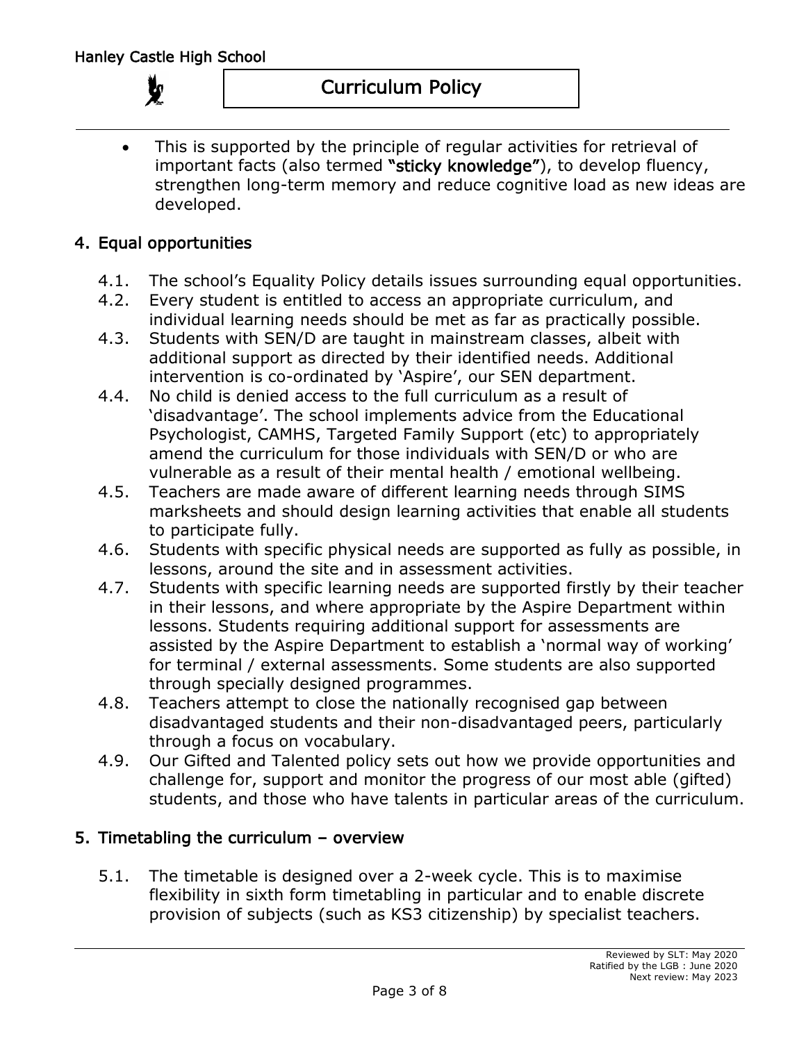- This is supported by the principle of regular activities for retrieval of important facts (also termed **"sticky knowledge"**), to develop fluency, strengthen long-term memory and reduce cognitive load as new ideas are developed.

## 4. Equal opportunities

4.1. The school's Equality Policy details issues surrounding equal opportunities.

4.2. Every student is entitled to access an appropriate curriculum, and individual learning needs should be met as far as practically possible.

4.3. Students with SEN/D are taught in mainstream classes, albeit with additional support as directed by their identified needs. Additional intervention is co-ordinated by 'Aspire', our SEN department.

4.4. No child is denied access to the full curriculum as a result of 'disadvantage'. The school implements advice from the Educational Psychologist, CAMHS, Targeted Family Support (etc) to appropriately amend the curriculum for those individuals with SEN/D or who are vulnerable as a result of their mental health / emotional wellbeing.

4.5. Teachers are made aware of different learning needs through SIMS marksheets and should design learning activities that enable all students to participate fully.

4.6. Students with specific physical needs are supported as fully as possible, in lessons, around the site and in assessment activities.

4.7. Students with specific learning needs are supported firstly by their teacher in their lessons, and where appropriate by the Aspire Department within lessons. Students requiring additional support for assessments are assisted by the Aspire Department to establish a 'normal way of working' for terminal / external assessments. Some students are also supported through specially designed programmes.

4.8. Teachers attempt to close the nationally recognised gap between disadvantaged students and their non-disadvantaged peers, particularly through a focus on vocabulary.

4.9. Our Gifted and Talented policy sets out how we provide opportunities and challenge for, support and monitor the progress of our most able (gifted) students, and those who have talents in particular areas of the curriculum.

## 5. Timetabling the curriculum – overview

5.1. The timetable is designed over a 2-week cycle. This is to maximise flexibility in sixth form timetabling in particular and to enable discrete provision of subjects (such as KS3 citizenship) by specialist teachers.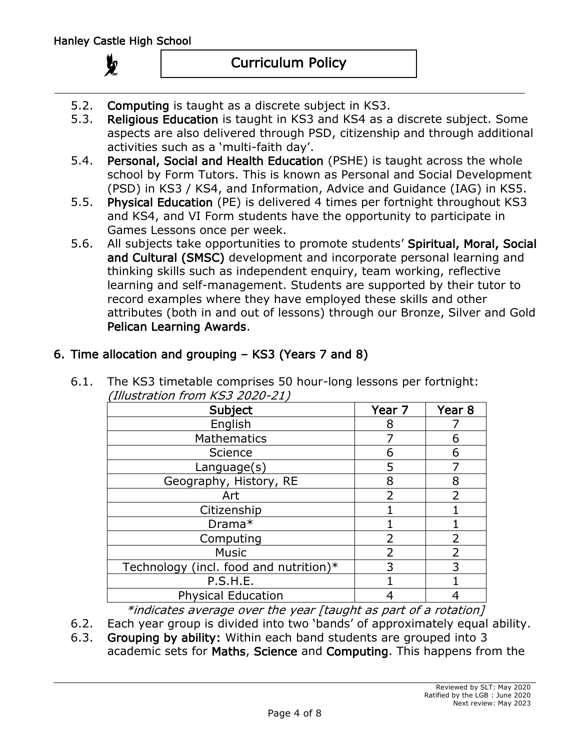5.2. **Computing** is taught as a discrete subject in KS3.

5.3. **Religious Education** is taught in KS3 and KS4 as a discrete subject. Some aspects are also delivered through PSD, citizenship and through additional activities such as a 'multi-faith day'.

5.4. **Personal, Social and Health Education** (PSHE) is taught across the whole school by Form Tutors. This is known as Personal and Social Development (PSD) in KS3 / KS4, and Information, Advice and Guidance (IAG) in KS5.

5.5. **Physical Education** (PE) is delivered 4 times per fortnight throughout KS3 and KS4, and VI Form students have the opportunity to participate in Games Lessons once per week.

5.6. All subjects take opportunities to promote students' **Spiritual, Moral, Social and Cultural (SMSC)** development and incorporate personal learning and thinking skills such as independent enquiry, team working, reflective learning and self-management. Students are supported by their tutor to record examples where they have employed these skills and other attributes (both in and out of lessons) through our Bronze, Silver and Gold **Pelican Learning Awards**.

## 6. Time allocation and grouping – KS3 (Years 7 and 8)

6.1. The KS3 timetable comprises 50 hour-long lessons per fortnight: *(Illustration from KS3 2020-21)*

| Subject | Year 7 | Year 8 |
|---|---|---|
| English | 8 | 7 |
| Mathematics | 7 | 6 |
| Science | 6 | 6 |
| Language(s) | 5 | 7 |
| Geography, History, RE | 8 | 8 |
| Art | 2 | 2 |
| Citizenship | 1 | 1 |
| Drama* | 1 | 1 |
| Computing | 2 | 2 |
| Music | 2 | 2 |
| Technology (incl. food and nutrition)* | 3 | 3 |
| P.S.H.E. | 1 | 1 |
| Physical Education | 4 | 4 |

*\*indicates average over the year [taught as part of a rotation]*

6.2. Each year group is divided into two 'bands' of approximately equal ability.

6.3. **Grouping by ability:** Within each band students are grouped into 3 academic sets for **Maths**, **Science** and **Computing**. This happens from the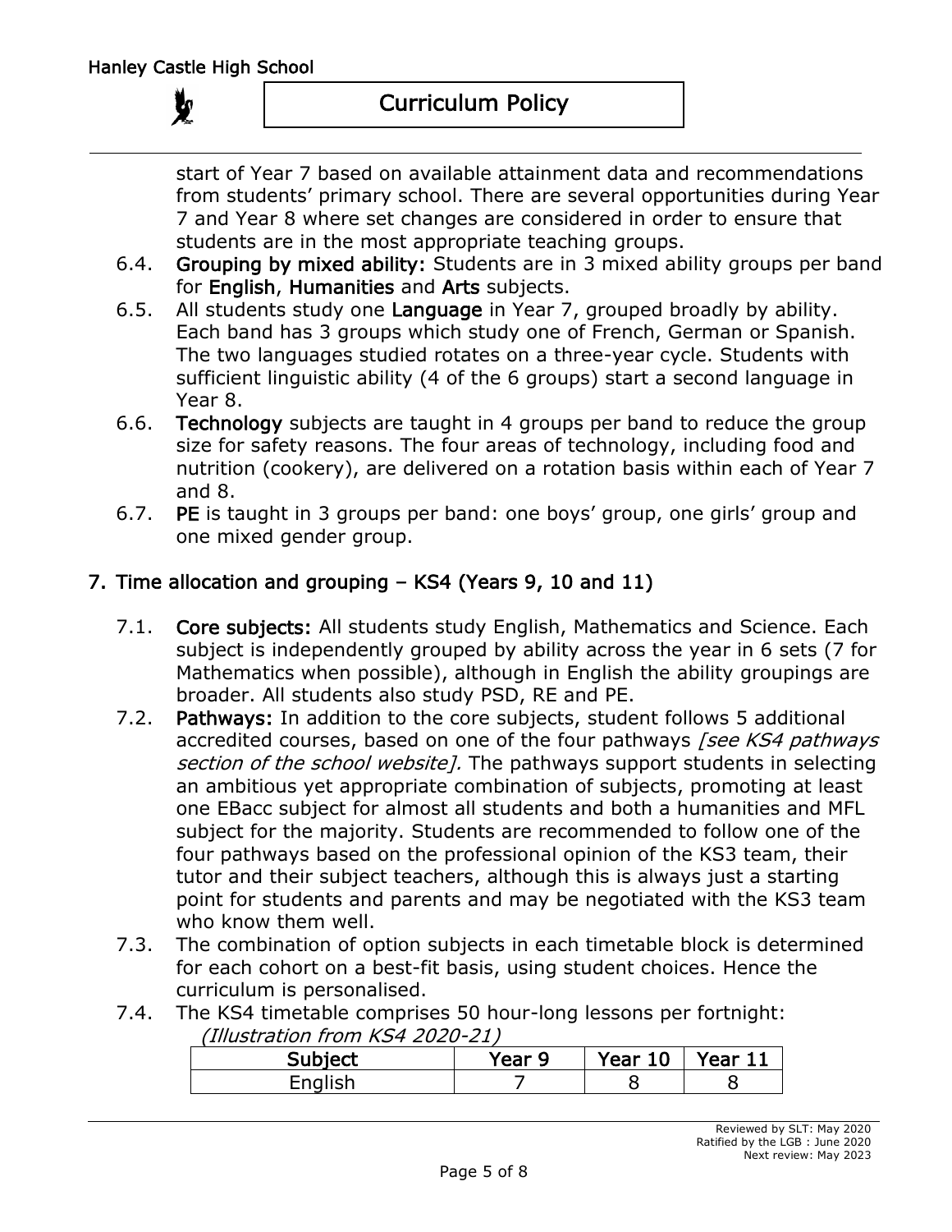start of Year 7 based on available attainment data and recommendations from students' primary school. There are several opportunities during Year 7 and Year 8 where set changes are considered in order to ensure that students are in the most appropriate teaching groups.

6.4. **Grouping by mixed ability:** Students are in 3 mixed ability groups per band for **English**, **Humanities** and **Arts** subjects.

6.5. All students study one **Language** in Year 7, grouped broadly by ability. Each band has 3 groups which study one of French, German or Spanish. The two languages studied rotates on a three-year cycle. Students with sufficient linguistic ability (4 of the 6 groups) start a second language in Year 8.

6.6. **Technology** subjects are taught in 4 groups per band to reduce the group size for safety reasons. The four areas of technology, including food and nutrition (cookery), are delivered on a rotation basis within each of Year 7 and 8.

6.7. **PE** is taught in 3 groups per band: one boys' group, one girls' group and one mixed gender group.

## 7. Time allocation and grouping – KS4 (Years 9, 10 and 11)

7.1. **Core subjects:** All students study English, Mathematics and Science. Each subject is independently grouped by ability across the year in 6 sets (7 for Mathematics when possible), although in English the ability groupings are broader. All students also study PSD, RE and PE.

7.2. **Pathways:** In addition to the core subjects, student follows 5 additional accredited courses, based on one of the four pathways *[see KS4 pathways section of the school website].* The pathways support students in selecting an ambitious yet appropriate combination of subjects, promoting at least one EBacc subject for almost all students and both a humanities and MFL subject for the majority. Students are recommended to follow one of the four pathways based on the professional opinion of the KS3 team, their tutor and their subject teachers, although this is always just a starting point for students and parents and may be negotiated with the KS3 team who know them well.

7.3. The combination of option subjects in each timetable block is determined for each cohort on a best-fit basis, using student choices. Hence the curriculum is personalised.

7.4. The KS4 timetable comprises 50 hour-long lessons per fortnight:

*(Illustration from KS4 2020-21)*

| Subject | Year 9 | Year 10 | Year 11 |
|---|---|---|---|
| English | 7 | 8 | 8 |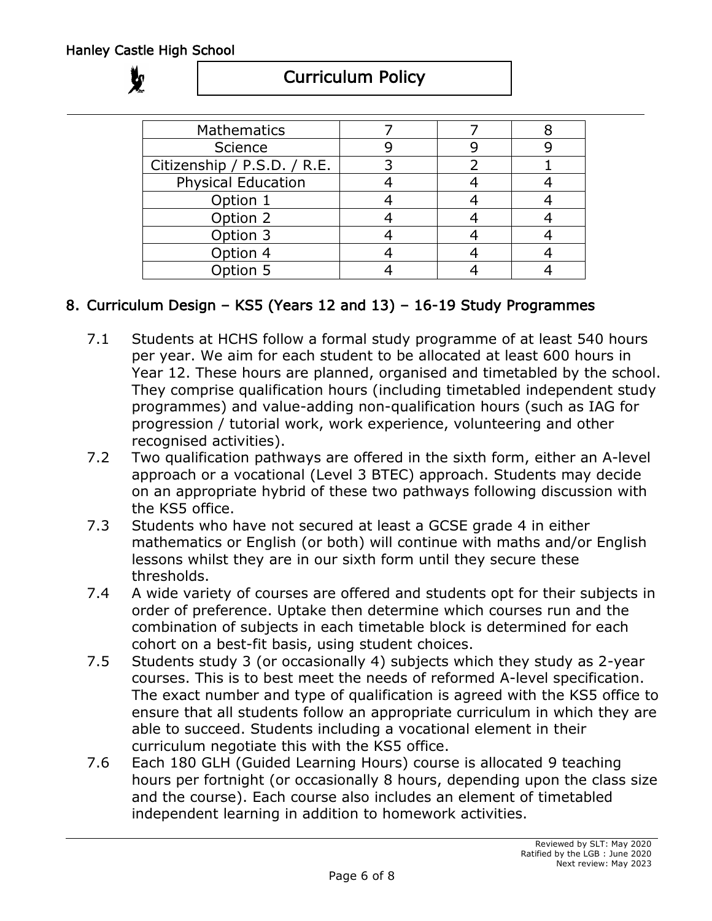| | | | |
|---|---|---|---|
| Mathematics | 7 | 7 | 8 |
| Science | 9 | 9 | 9 |
| Citizenship / P.S.D. / R.E. | 3 | 2 | 1 |
| Physical Education | 4 | 4 | 4 |
| Option 1 | 4 | 4 | 4 |
| Option 2 | 4 | 4 | 4 |
| Option 3 | 4 | 4 | 4 |
| Option 4 | 4 | 4 | 4 |
| Option 5 | 4 | 4 | 4 |

## 8. Curriculum Design – KS5 (Years 12 and 13) – 16-19 Study Programmes

7.1 Students at HCHS follow a formal study programme of at least 540 hours per year. We aim for each student to be allocated at least 600 hours in Year 12. These hours are planned, organised and timetabled by the school. They comprise qualification hours (including timetabled independent study programmes) and value-adding non-qualification hours (such as IAG for progression / tutorial work, work experience, volunteering and other recognised activities).

7.2 Two qualification pathways are offered in the sixth form, either an A-level approach or a vocational (Level 3 BTEC) approach. Students may decide on an appropriate hybrid of these two pathways following discussion with the KS5 office.

7.3 Students who have not secured at least a GCSE grade 4 in either mathematics or English (or both) will continue with maths and/or English lessons whilst they are in our sixth form until they secure these thresholds.

7.4 A wide variety of courses are offered and students opt for their subjects in order of preference. Uptake then determine which courses run and the combination of subjects in each timetable block is determined for each cohort on a best-fit basis, using student choices.

7.5 Students study 3 (or occasionally 4) subjects which they study as 2-year courses. This is to best meet the needs of reformed A-level specification. The exact number and type of qualification is agreed with the KS5 office to ensure that all students follow an appropriate curriculum in which they are able to succeed. Students including a vocational element in their curriculum negotiate this with the KS5 office.

7.6 Each 180 GLH (Guided Learning Hours) course is allocated 9 teaching hours per fortnight (or occasionally 8 hours, depending upon the class size and the course). Each course also includes an element of timetabled independent learning in addition to homework activities.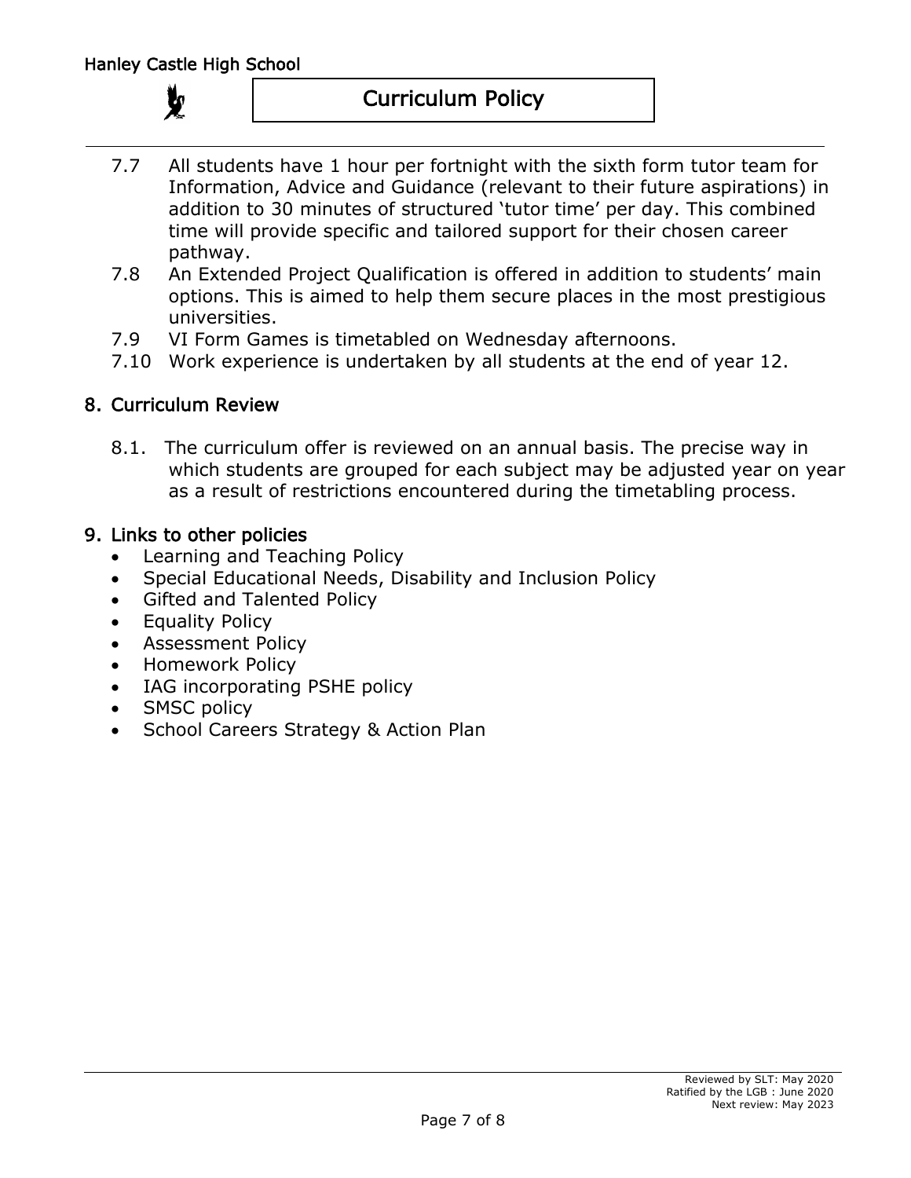7.7 All students have 1 hour per fortnight with the sixth form tutor team for Information, Advice and Guidance (relevant to their future aspirations) in addition to 30 minutes of structured 'tutor time' per day. This combined time will provide specific and tailored support for their chosen career pathway.

7.8 An Extended Project Qualification is offered in addition to students' main options. This is aimed to help them secure places in the most prestigious universities.

7.9 VI Form Games is timetabled on Wednesday afternoons.

7.10 Work experience is undertaken by all students at the end of year 12.

## 8. Curriculum Review

8.1. The curriculum offer is reviewed on an annual basis. The precise way in which students are grouped for each subject may be adjusted year on year as a result of restrictions encountered during the timetabling process.

## 9. Links to other policies

- Learning and Teaching Policy
- Special Educational Needs, Disability and Inclusion Policy
- Gifted and Talented Policy
- Equality Policy
- Assessment Policy
- Homework Policy
- IAG incorporating PSHE policy
- SMSC policy
- School Careers Strategy & Action Plan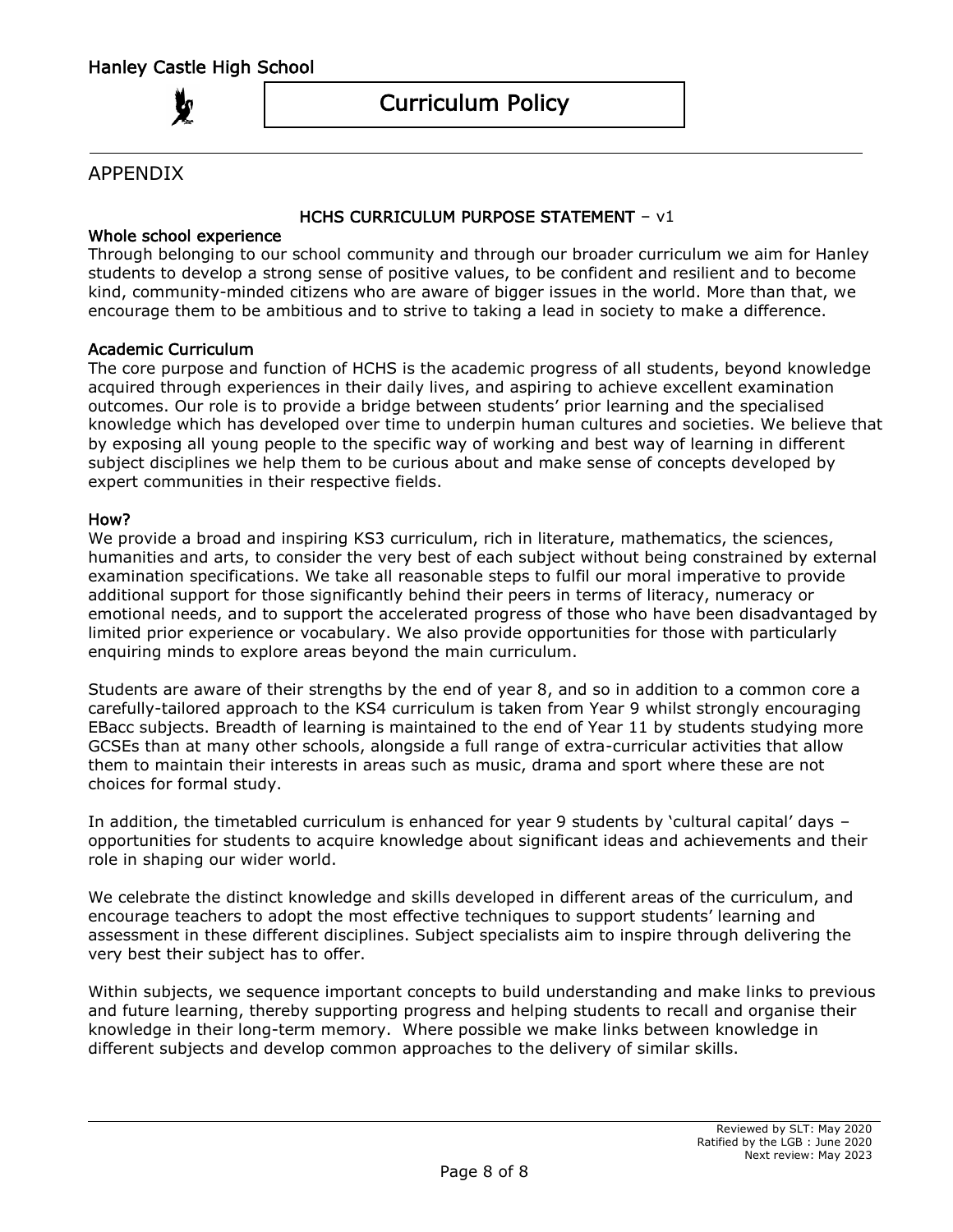# APPENDIX

## HCHS CURRICULUM PURPOSE STATEMENT – v1

### Whole school experience

Through belonging to our school community and through our broader curriculum we aim for Hanley students to develop a strong sense of positive values, to be confident and resilient and to become kind, community-minded citizens who are aware of bigger issues in the world. More than that, we encourage them to be ambitious and to strive to taking a lead in society to make a difference.

### Academic Curriculum

The core purpose and function of HCHS is the academic progress of all students, beyond knowledge acquired through experiences in their daily lives, and aspiring to achieve excellent examination outcomes. Our role is to provide a bridge between students' prior learning and the specialised knowledge which has developed over time to underpin human cultures and societies. We believe that by exposing all young people to the specific way of working and best way of learning in different subject disciplines we help them to be curious about and make sense of concepts developed by expert communities in their respective fields.

### How?

We provide a broad and inspiring KS3 curriculum, rich in literature, mathematics, the sciences, humanities and arts, to consider the very best of each subject without being constrained by external examination specifications. We take all reasonable steps to fulfil our moral imperative to provide additional support for those significantly behind their peers in terms of literacy, numeracy or emotional needs, and to support the accelerated progress of those who have been disadvantaged by limited prior experience or vocabulary. We also provide opportunities for those with particularly enquiring minds to explore areas beyond the main curriculum.

Students are aware of their strengths by the end of year 8, and so in addition to a common core a carefully-tailored approach to the KS4 curriculum is taken from Year 9 whilst strongly encouraging EBacc subjects. Breadth of learning is maintained to the end of Year 11 by students studying more GCSEs than at many other schools, alongside a full range of extra-curricular activities that allow them to maintain their interests in areas such as music, drama and sport where these are not choices for formal study.

In addition, the timetabled curriculum is enhanced for year 9 students by 'cultural capital' days – opportunities for students to acquire knowledge about significant ideas and achievements and their role in shaping our wider world.

We celebrate the distinct knowledge and skills developed in different areas of the curriculum, and encourage teachers to adopt the most effective techniques to support students' learning and assessment in these different disciplines. Subject specialists aim to inspire through delivering the very best their subject has to offer.

Within subjects, we sequence important concepts to build understanding and make links to previous and future learning, thereby supporting progress and helping students to recall and organise their knowledge in their long-term memory. Where possible we make links between knowledge in different subjects and develop common approaches to the delivery of similar skills.

Reviewed by SLT: May 2020
Ratified by the LGB : June 2020
Next review: May 2023